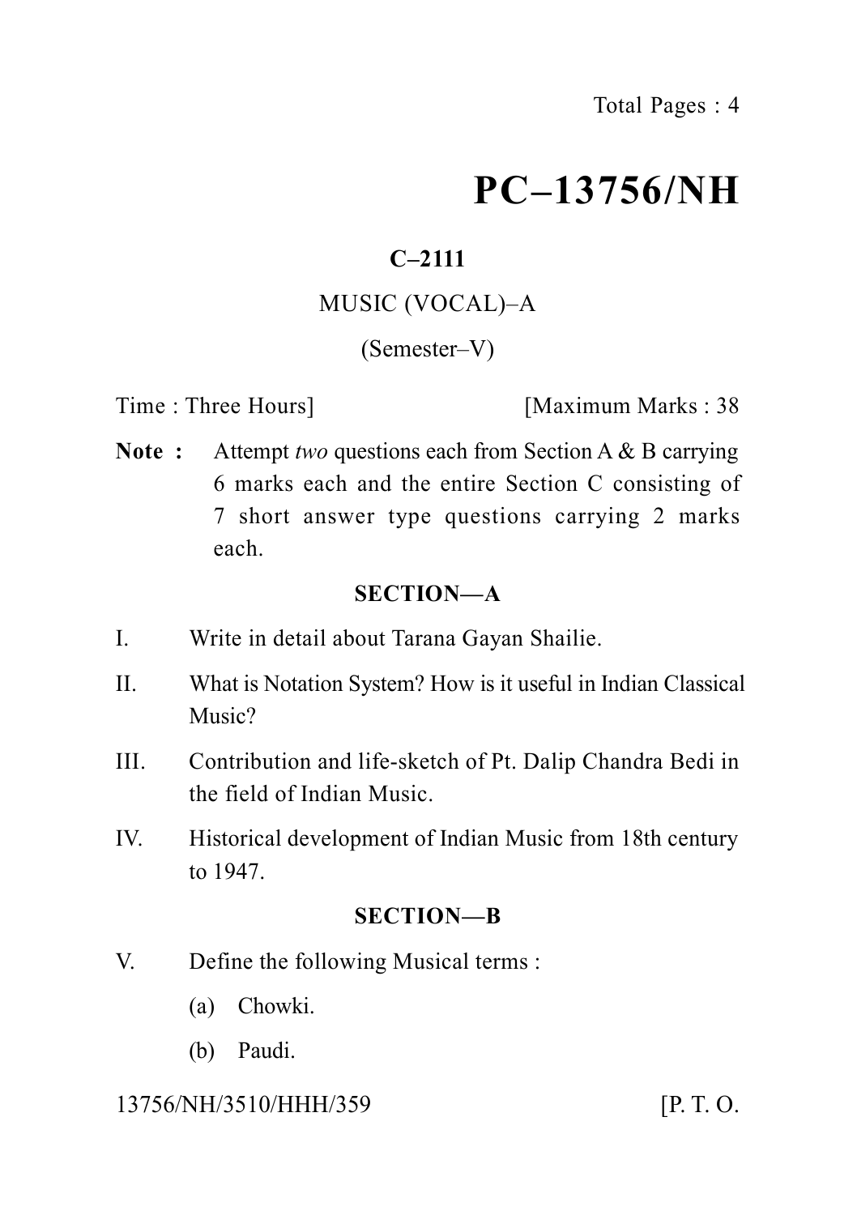# PC–13756/NH

**C–2111**

MUSIC (VOCAL)–A

(Semester–V)

Time : Three Hours] [Maximum Marks : 38

**Note :** Attempt *two* questions each from Section A & B carrying 6 marks each and the entire Section C consisting of 7 short answer type questions carrying 2 marks each.

## SECTION—A

I. Write in detail about Tarana Gayan Shailie.

II. What is Notation System? How is it useful in Indian Classical Music?

III. Contribution and life-sketch of Pt. Dalip Chandra Bedi in the field of Indian Music.

IV. Historical development of Indian Music from 18th century to 1947.

## SECTION—B

V. Define the following Musical terms :

(a) Chowki.

(b) Paudi.

13756/NH/3510/HHH/359 [P. T. O.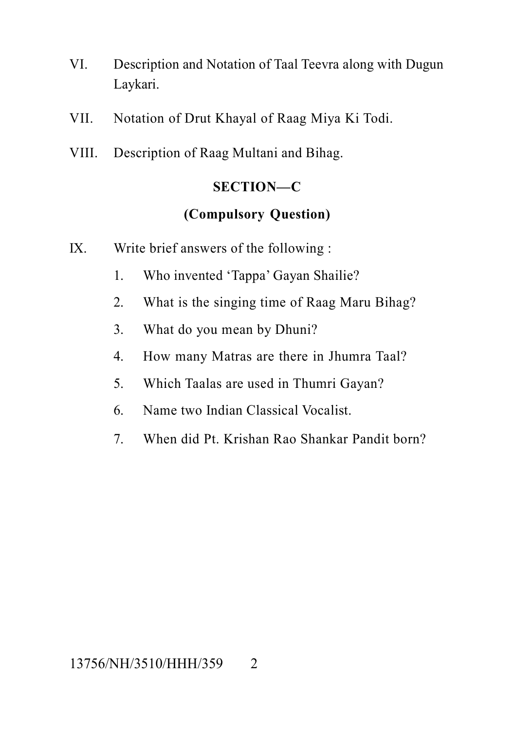VI. Description and Notation of Taal Teevra along with Dugun Laykari.

VII. Notation of Drut Khayal of Raag Miya Ki Todi.

VIII. Description of Raag Multani and Bihag.

## SECTION—C

### (Compulsory Question)

IX. Write brief answers of the following :

1. Who invented 'Tappa' Gayan Shailie?
2. What is the singing time of Raag Maru Bihag?
3. What do you mean by Dhuni?
4. How many Matras are there in Jhumra Taal?
5. Which Taalas are used in Thumri Gayan?
6. Name two Indian Classical Vocalist.
7. When did Pt. Krishan Rao Shankar Pandit born?

13756/NH/3510/HHH/359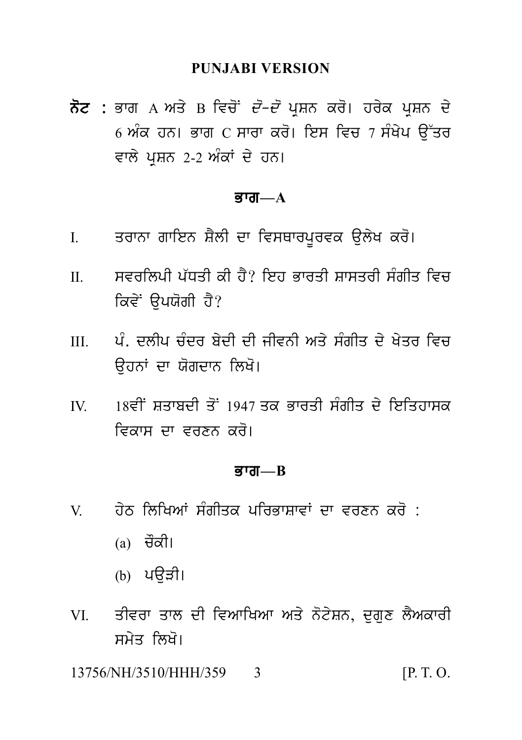## PUNJABI VERSION

**ਨੋਟ :** ਭਾਗ A ਅਤੇ B ਵਿਚੋਂ *ਦੋ-ਦੋ* ਪ੍ਰਸ਼ਨ ਕਰੋ। ਹਰੇਕ ਪ੍ਰਸ਼ਨ ਦੇ 6 ਅੰਕ ਹਨ। ਭਾਗ C ਸਾਰਾ ਕਰੋ। ਇਸ ਵਿਚ 7 ਸੰਖੇਪ ਉੱਤਰ ਵਾਲੇ ਪ੍ਰਸ਼ਨ 2-2 ਅੰਕਾਂ ਦੇ ਹਨ।

### ਭਾਗ—A

I. ਤਰਾਨਾ ਗਾਇਨ ਸ਼ੈਲੀ ਦਾ ਵਿਸਥਾਰਪੂਰਵਕ ਉਲੇਖ ਕਰੋ।

II. ਸਵਰਲਿਪੀ ਪੱਧਤੀ ਕੀ ਹੈ? ਇਹ ਭਾਰਤੀ ਸ਼ਾਸਤਰੀ ਸੰਗੀਤ ਵਿਚ ਕਿਵੇਂ ਉਪਯੋਗੀ ਹੈ?

III. ਪੰ. ਦਲੀਪ ਚੰਦਰ ਬੇਦੀ ਦੀ ਜੀਵਨੀ ਅਤੇ ਸੰਗੀਤ ਦੇ ਖੇਤਰ ਵਿਚ ਉਹਨਾਂ ਦਾ ਯੋਗਦਾਨ ਲਿਖੋ।

IV. 18ਵੀਂ ਸ਼ਤਾਬਦੀ ਤੋਂ 1947 ਤਕ ਭਾਰਤੀ ਸੰਗੀਤ ਦੇ ਇਤਿਹਾਸਕ ਵਿਕਾਸ ਦਾ ਵਰਣਨ ਕਰੋ।

### ਭਾਗ—B

V. ਹੇਠ ਲਿਖਿਆਂ ਸੰਗੀਤਕ ਪਰਿਭਾਸ਼ਾਵਾਂ ਦਾ ਵਰਣਨ ਕਰੋ :

(a) ਚੌਕੀ।

(b) ਪਉੜੀ।

VI. ਤੀਵਰਾ ਤਾਲ ਦੀ ਵਿਆਖਿਆ ਅਤੇ ਨੋਟੇਸ਼ਨ, ਦੁਗੁਣ ਲੈਅਕਾਰੀ ਸਮੇਤ ਲਿਖੋ।

13756/NH/3510/HHH/359 [P. T. O.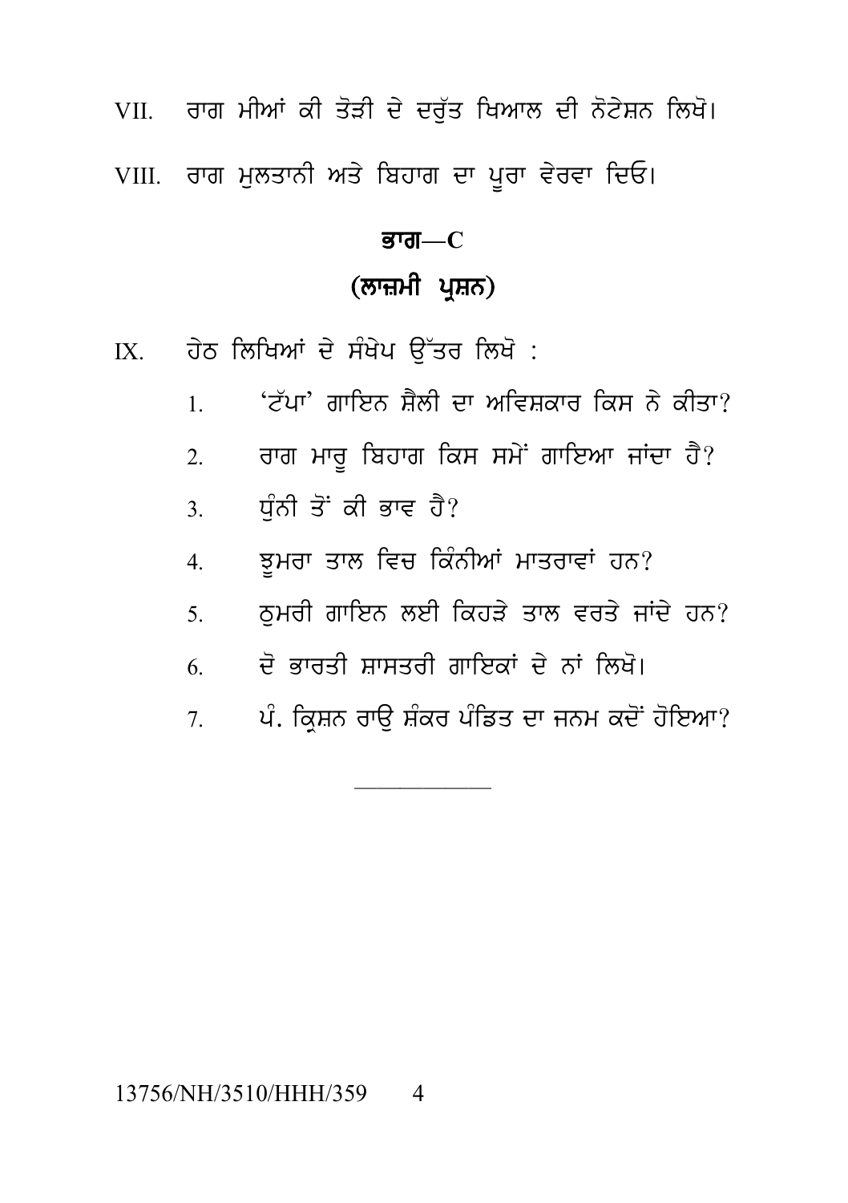VII. ਰਾਗ ਮੀਆਂ ਕੀ ਤੋੜੀ ਦੇ ਦਰੁੱਤ ਖਿਆਲ ਦੀ ਨੋਟੇਸ਼ਨ ਲਿਖੋ।

VIII. ਰਾਗ ਮੁਲਤਾਨੀ ਅਤੇ ਬਿਹਾਗ ਦਾ ਪੂਰਾ ਵੇਰਵਾ ਦਿਓ।

## ਭਾਗ—C

## (ਲਾਜ਼ਮੀ ਪ੍ਰਸ਼ਨ)

IX. ਹੇਠ ਲਿਖਿਆਂ ਦੇ ਸੰਖੇਪ ਉੱਤਰ ਲਿਖੋ :

1. 'ਟੱਪਾ' ਗਾਇਨ ਸ਼ੈਲੀ ਦਾ ਅਵਿਸ਼ਕਾਰ ਕਿਸ ਨੇ ਕੀਤਾ?
2. ਰਾਗ ਮਾਰੂ ਬਿਹਾਗ ਕਿਸ ਸਮੇਂ ਗਾਇਆ ਜਾਂਦਾ ਹੈ?
3. ਧੁੰਨੀ ਤੋਂ ਕੀ ਭਾਵ ਹੈ?
4. ਝੂਮਰਾ ਤਾਲ ਵਿਚ ਕਿੰਨੀਆਂ ਮਾਤਰਾਵਾਂ ਹਨ?
5. ਠੁਮਰੀ ਗਾਇਨ ਲਈ ਕਿਹੜੇ ਤਾਲ ਵਰਤੇ ਜਾਂਦੇ ਹਨ?
6. ਦੋ ਭਾਰਤੀ ਸ਼ਾਸਤਰੀ ਗਾਇਕਾਂ ਦੇ ਨਾਂ ਲਿਖੋ।
7. ਪੰ. ਕ੍ਰਿਸ਼ਨ ਰਾਉ ਸ਼ੰਕਰ ਪੰਡਿਤ ਦਾ ਜਨਮ ਕਦੋਂ ਹੋਇਆ?

13756/NH/3510/HHH/359